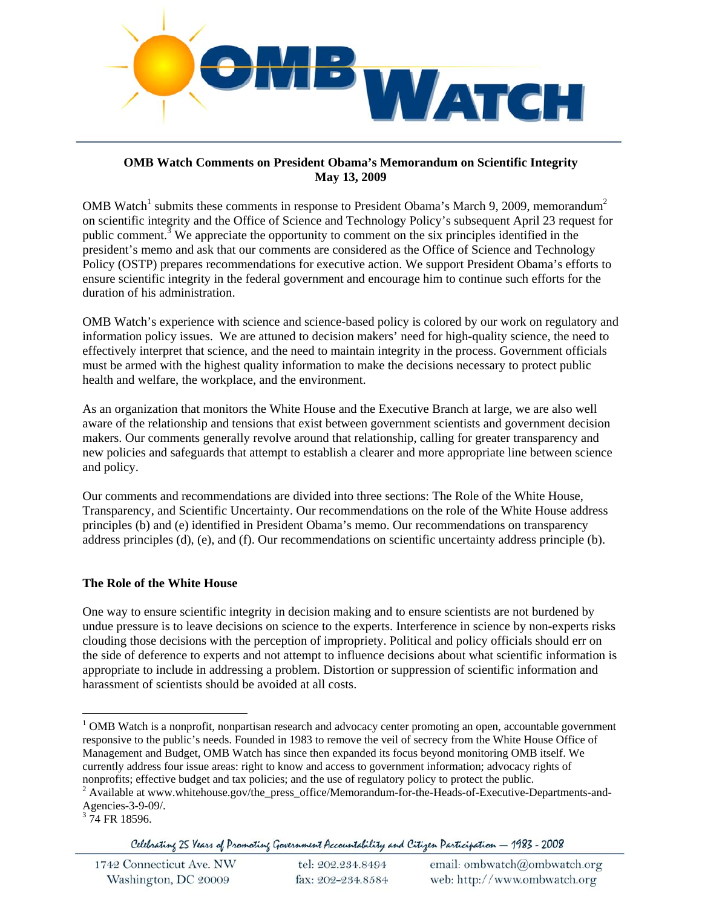**OMB Watch Comments on President Obama's Memorandum on Scientific Integrity**
**May 13, 2009**

OMB Watch[1] submits these comments in response to President Obama's March 9, 2009, memorandum[2] on scientific integrity and the Office of Science and Technology Policy's subsequent April 23 request for public comment.[3] We appreciate the opportunity to comment on the six principles identified in the president's memo and ask that our comments are considered as the Office of Science and Technology Policy (OSTP) prepares recommendations for executive action. We support President Obama's efforts to ensure scientific integrity in the federal government and encourage him to continue such efforts for the duration of his administration.

OMB Watch's experience with science and science-based policy is colored by our work on regulatory and information policy issues. We are attuned to decision makers' need for high-quality science, the need to effectively interpret that science, and the need to maintain integrity in the process. Government officials must be armed with the highest quality information to make the decisions necessary to protect public health and welfare, the workplace, and the environment.

As an organization that monitors the White House and the Executive Branch at large, we are also well aware of the relationship and tensions that exist between government scientists and government decision makers. Our comments generally revolve around that relationship, calling for greater transparency and new policies and safeguards that attempt to establish a clearer and more appropriate line between science and policy.

Our comments and recommendations are divided into three sections: The Role of the White House, Transparency, and Scientific Uncertainty. Our recommendations on the role of the White House address principles (b) and (e) identified in President Obama's memo. Our recommendations on transparency address principles (d), (e), and (f). Our recommendations on scientific uncertainty address principle (b).

### The Role of the White House

One way to ensure scientific integrity in decision making and to ensure scientists are not burdened by undue pressure is to leave decisions on science to the experts. Interference in science by non-experts risks clouding those decisions with the perception of impropriety. Political and policy officials should err on the side of deference to experts and not attempt to influence decisions about what scientific information is appropriate to include in addressing a problem. Distortion or suppression of scientific information and harassment of scientists should be avoided at all costs.

---

[1] OMB Watch is a nonprofit, nonpartisan research and advocacy center promoting an open, accountable government responsive to the public's needs. Founded in 1983 to remove the veil of secrecy from the White House Office of Management and Budget, OMB Watch has since then expanded its focus beyond monitoring OMB itself. We currently address four issue areas: right to know and access to government information; advocacy rights of nonprofits; effective budget and tax policies; and the use of regulatory policy to protect the public.

[2] Available at www.whitehouse.gov/the_press_office/Memorandum-for-the-Heads-of-Executive-Departments-and-Agencies-3-9-09/.

[3] 74 FR 18596.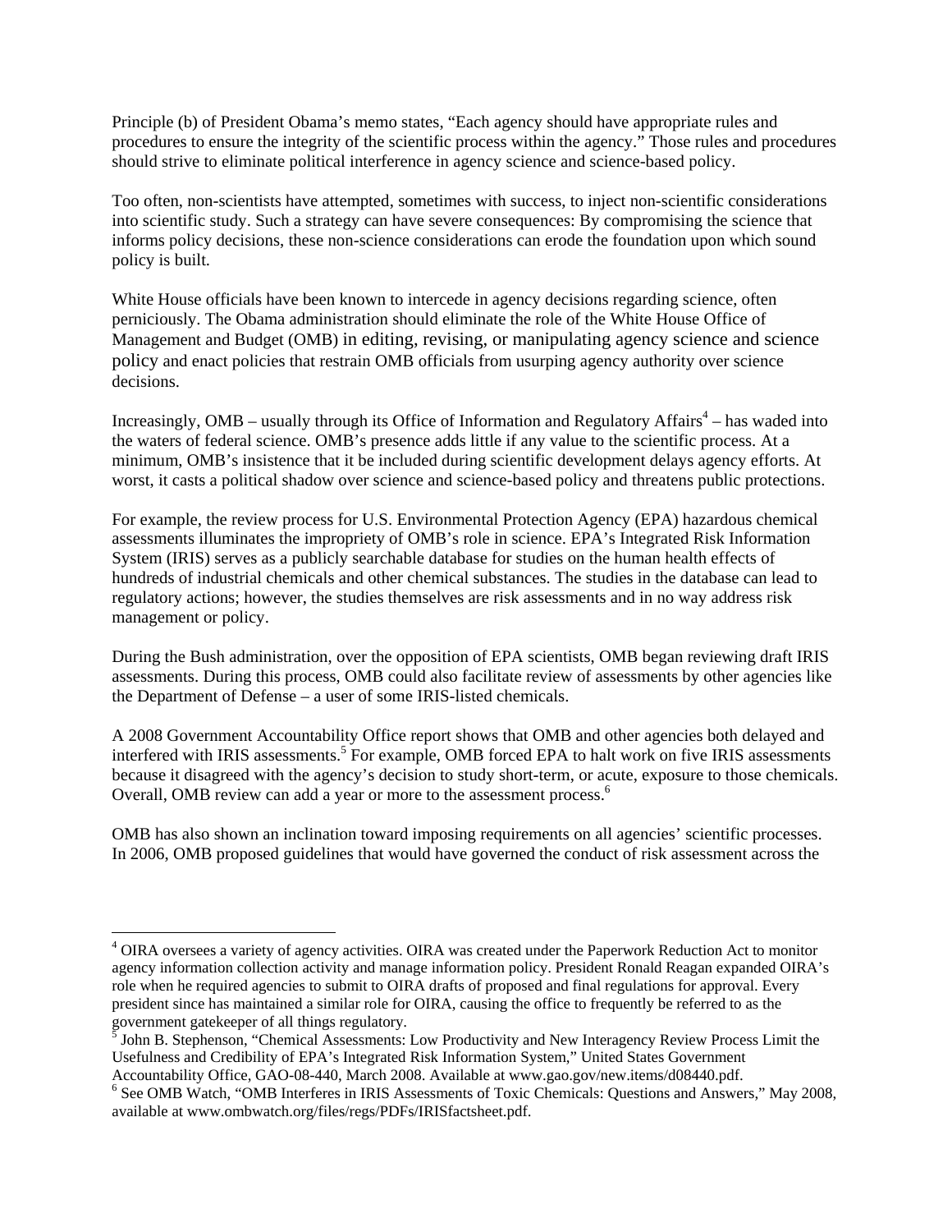Principle (b) of President Obama's memo states, "Each agency should have appropriate rules and procedures to ensure the integrity of the scientific process within the agency." Those rules and procedures should strive to eliminate political interference in agency science and science-based policy.

Too often, non-scientists have attempted, sometimes with success, to inject non-scientific considerations into scientific study. Such a strategy can have severe consequences: By compromising the science that informs policy decisions, these non-science considerations can erode the foundation upon which sound policy is built.

White House officials have been known to intercede in agency decisions regarding science, often perniciously. The Obama administration should eliminate the role of the White House Office of Management and Budget (OMB) in editing, revising, or manipulating agency science and science policy and enact policies that restrain OMB officials from usurping agency authority over science decisions.

Increasingly, OMB – usually through its Office of Information and Regulatory Affairs[4] – has waded into the waters of federal science. OMB's presence adds little if any value to the scientific process. At a minimum, OMB's insistence that it be included during scientific development delays agency efforts. At worst, it casts a political shadow over science and science-based policy and threatens public protections.

For example, the review process for U.S. Environmental Protection Agency (EPA) hazardous chemical assessments illuminates the impropriety of OMB's role in science. EPA's Integrated Risk Information System (IRIS) serves as a publicly searchable database for studies on the human health effects of hundreds of industrial chemicals and other chemical substances. The studies in the database can lead to regulatory actions; however, the studies themselves are risk assessments and in no way address risk management or policy.

During the Bush administration, over the opposition of EPA scientists, OMB began reviewing draft IRIS assessments. During this process, OMB could also facilitate review of assessments by other agencies like the Department of Defense – a user of some IRIS-listed chemicals.

A 2008 Government Accountability Office report shows that OMB and other agencies both delayed and interfered with IRIS assessments.[5] For example, OMB forced EPA to halt work on five IRIS assessments because it disagreed with the agency's decision to study short-term, or acute, exposure to those chemicals. Overall, OMB review can add a year or more to the assessment process.[6]

OMB has also shown an inclination toward imposing requirements on all agencies' scientific processes. In 2006, OMB proposed guidelines that would have governed the conduct of risk assessment across the

---

[4] OIRA oversees a variety of agency activities. OIRA was created under the Paperwork Reduction Act to monitor agency information collection activity and manage information policy. President Ronald Reagan expanded OIRA's role when he required agencies to submit to OIRA drafts of proposed and final regulations for approval. Every president since has maintained a similar role for OIRA, causing the office to frequently be referred to as the government gatekeeper of all things regulatory.

[5] John B. Stephenson, "Chemical Assessments: Low Productivity and New Interagency Review Process Limit the Usefulness and Credibility of EPA's Integrated Risk Information System," United States Government Accountability Office, GAO-08-440, March 2008. Available at www.gao.gov/new.items/d08440.pdf.

[6] See OMB Watch, "OMB Interferes in IRIS Assessments of Toxic Chemicals: Questions and Answers," May 2008, available at www.ombwatch.org/files/regs/PDFs/IRISfactsheet.pdf.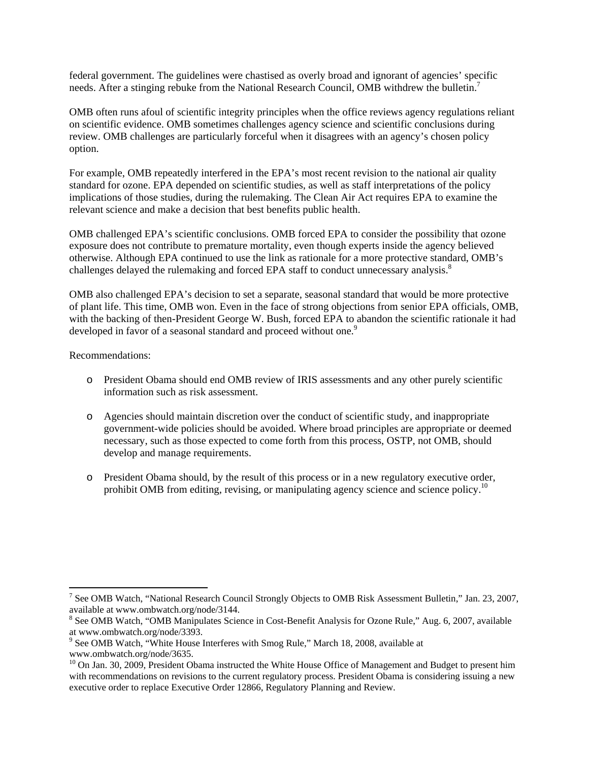federal government. The guidelines were chastised as overly broad and ignorant of agencies' specific needs. After a stinging rebuke from the National Research Council, OMB withdrew the bulletin.[7]

OMB often runs afoul of scientific integrity principles when the office reviews agency regulations reliant on scientific evidence. OMB sometimes challenges agency science and scientific conclusions during review. OMB challenges are particularly forceful when it disagrees with an agency's chosen policy option.

For example, OMB repeatedly interfered in the EPA's most recent revision to the national air quality standard for ozone. EPA depended on scientific studies, as well as staff interpretations of the policy implications of those studies, during the rulemaking. The Clean Air Act requires EPA to examine the relevant science and make a decision that best benefits public health.

OMB challenged EPA's scientific conclusions. OMB forced EPA to consider the possibility that ozone exposure does not contribute to premature mortality, even though experts inside the agency believed otherwise. Although EPA continued to use the link as rationale for a more protective standard, OMB's challenges delayed the rulemaking and forced EPA staff to conduct unnecessary analysis.[8]

OMB also challenged EPA's decision to set a separate, seasonal standard that would be more protective of plant life. This time, OMB won. Even in the face of strong objections from senior EPA officials, OMB, with the backing of then-President George W. Bush, forced EPA to abandon the scientific rationale it had developed in favor of a seasonal standard and proceed without one.[9]

Recommendations:

- President Obama should end OMB review of IRIS assessments and any other purely scientific information such as risk assessment.
- Agencies should maintain discretion over the conduct of scientific study, and inappropriate government-wide policies should be avoided. Where broad principles are appropriate or deemed necessary, such as those expected to come forth from this process, OSTP, not OMB, should develop and manage requirements.
- President Obama should, by the result of this process or in a new regulatory executive order, prohibit OMB from editing, revising, or manipulating agency science and science policy.[10]

---

[7] See OMB Watch, "National Research Council Strongly Objects to OMB Risk Assessment Bulletin," Jan. 23, 2007, available at www.ombwatch.org/node/3144.

[8] See OMB Watch, "OMB Manipulates Science in Cost-Benefit Analysis for Ozone Rule," Aug. 6, 2007, available at www.ombwatch.org/node/3393.

[9] See OMB Watch, "White House Interferes with Smog Rule," March 18, 2008, available at www.ombwatch.org/node/3635.

[10] On Jan. 30, 2009, President Obama instructed the White House Office of Management and Budget to present him with recommendations on revisions to the current regulatory process. President Obama is considering issuing a new executive order to replace Executive Order 12866, Regulatory Planning and Review.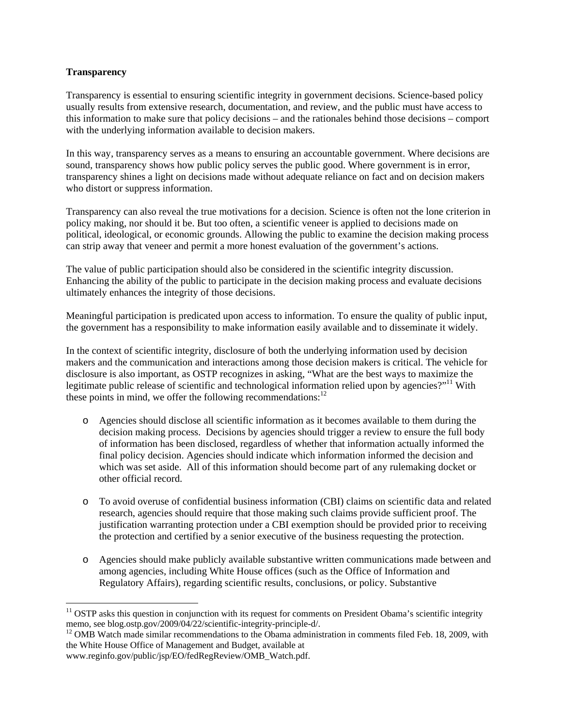**Transparency**

Transparency is essential to ensuring scientific integrity in government decisions. Science-based policy usually results from extensive research, documentation, and review, and the public must have access to this information to make sure that policy decisions – and the rationales behind those decisions – comport with the underlying information available to decision makers.

In this way, transparency serves as a means to ensuring an accountable government. Where decisions are sound, transparency shows how public policy serves the public good. Where government is in error, transparency shines a light on decisions made without adequate reliance on fact and on decision makers who distort or suppress information.

Transparency can also reveal the true motivations for a decision. Science is often not the lone criterion in policy making, nor should it be. But too often, a scientific veneer is applied to decisions made on political, ideological, or economic grounds. Allowing the public to examine the decision making process can strip away that veneer and permit a more honest evaluation of the government's actions.

The value of public participation should also be considered in the scientific integrity discussion. Enhancing the ability of the public to participate in the decision making process and evaluate decisions ultimately enhances the integrity of those decisions.

Meaningful participation is predicated upon access to information. To ensure the quality of public input, the government has a responsibility to make information easily available and to disseminate it widely.

In the context of scientific integrity, disclosure of both the underlying information used by decision makers and the communication and interactions among those decision makers is critical. The vehicle for disclosure is also important, as OSTP recognizes in asking, "What are the best ways to maximize the legitimate public release of scientific and technological information relied upon by agencies?"[11] With these points in mind, we offer the following recommendations:[12]

- Agencies should disclose all scientific information as it becomes available to them during the decision making process. Decisions by agencies should trigger a review to ensure the full body of information has been disclosed, regardless of whether that information actually informed the final policy decision. Agencies should indicate which information informed the decision and which was set aside. All of this information should become part of any rulemaking docket or other official record.

- To avoid overuse of confidential business information (CBI) claims on scientific data and related research, agencies should require that those making such claims provide sufficient proof. The justification warranting protection under a CBI exemption should be provided prior to receiving the protection and certified by a senior executive of the business requesting the protection.

- Agencies should make publicly available substantive written communications made between and among agencies, including White House offices (such as the Office of Information and Regulatory Affairs), regarding scientific results, conclusions, or policy. Substantive

---

[11] OSTP asks this question in conjunction with its request for comments on President Obama's scientific integrity memo, see blog.ostp.gov/2009/04/22/scientific-integrity-principle-d/.

[12] OMB Watch made similar recommendations to the Obama administration in comments filed Feb. 18, 2009, with the White House Office of Management and Budget, available at www.reginfo.gov/public/jsp/EO/fedRegReview/OMB_Watch.pdf.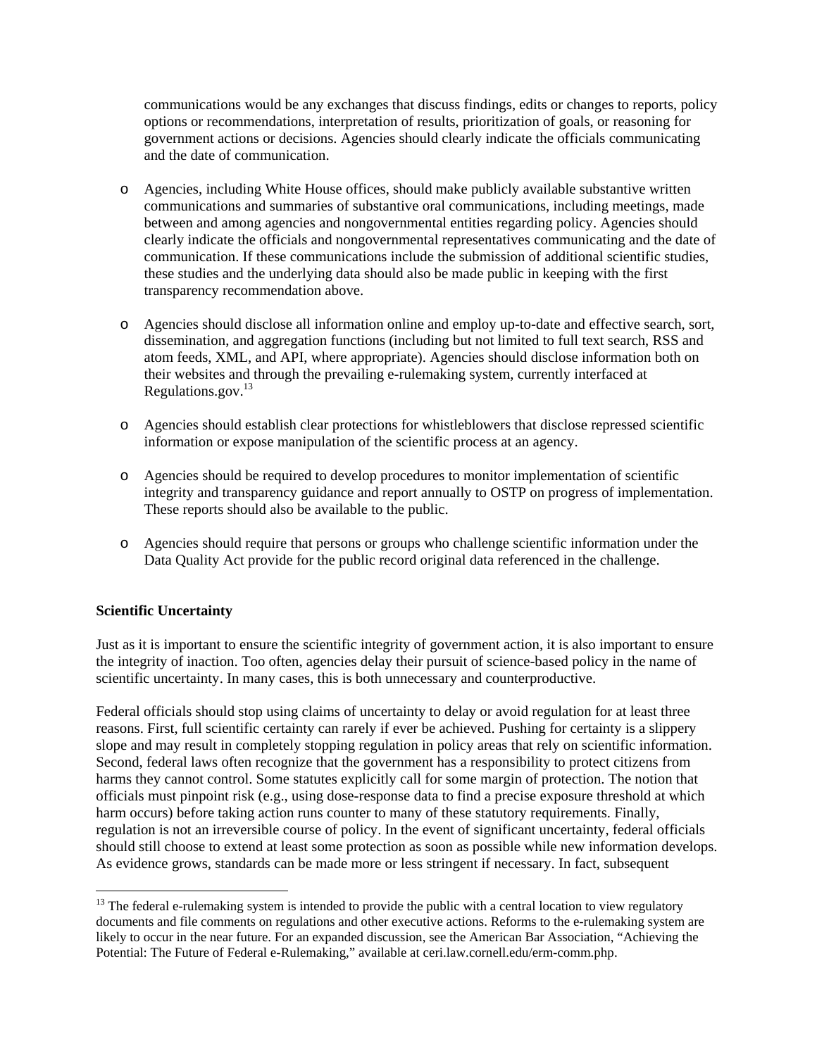communications would be any exchanges that discuss findings, edits or changes to reports, policy options or recommendations, interpretation of results, prioritization of goals, or reasoning for government actions or decisions. Agencies should clearly indicate the officials communicating and the date of communication.

- Agencies, including White House offices, should make publicly available substantive written communications and summaries of substantive oral communications, including meetings, made between and among agencies and nongovernmental entities regarding policy. Agencies should clearly indicate the officials and nongovernmental representatives communicating and the date of communication. If these communications include the submission of additional scientific studies, these studies and the underlying data should also be made public in keeping with the first transparency recommendation above.

- Agencies should disclose all information online and employ up-to-date and effective search, sort, dissemination, and aggregation functions (including but not limited to full text search, RSS and atom feeds, XML, and API, where appropriate). Agencies should disclose information both on their websites and through the prevailing e-rulemaking system, currently interfaced at Regulations.gov.[13]

- Agencies should establish clear protections for whistleblowers that disclose repressed scientific information or expose manipulation of the scientific process at an agency.

- Agencies should be required to develop procedures to monitor implementation of scientific integrity and transparency guidance and report annually to OSTP on progress of implementation. These reports should also be available to the public.

- Agencies should require that persons or groups who challenge scientific information under the Data Quality Act provide for the public record original data referenced in the challenge.

**Scientific Uncertainty**

Just as it is important to ensure the scientific integrity of government action, it is also important to ensure the integrity of inaction. Too often, agencies delay their pursuit of science-based policy in the name of scientific uncertainty. In many cases, this is both unnecessary and counterproductive.

Federal officials should stop using claims of uncertainty to delay or avoid regulation for at least three reasons. First, full scientific certainty can rarely if ever be achieved. Pushing for certainty is a slippery slope and may result in completely stopping regulation in policy areas that rely on scientific information. Second, federal laws often recognize that the government has a responsibility to protect citizens from harms they cannot control. Some statutes explicitly call for some margin of protection. The notion that officials must pinpoint risk (e.g., using dose-response data to find a precise exposure threshold at which harm occurs) before taking action runs counter to many of these statutory requirements. Finally, regulation is not an irreversible course of policy. In the event of significant uncertainty, federal officials should still choose to extend at least some protection as soon as possible while new information develops. As evidence grows, standards can be made more or less stringent if necessary. In fact, subsequent

---

[13] The federal e-rulemaking system is intended to provide the public with a central location to view regulatory documents and file comments on regulations and other executive actions. Reforms to the e-rulemaking system are likely to occur in the near future. For an expanded discussion, see the American Bar Association, "Achieving the Potential: The Future of Federal e-Rulemaking," available at ceri.law.cornell.edu/erm-comm.php.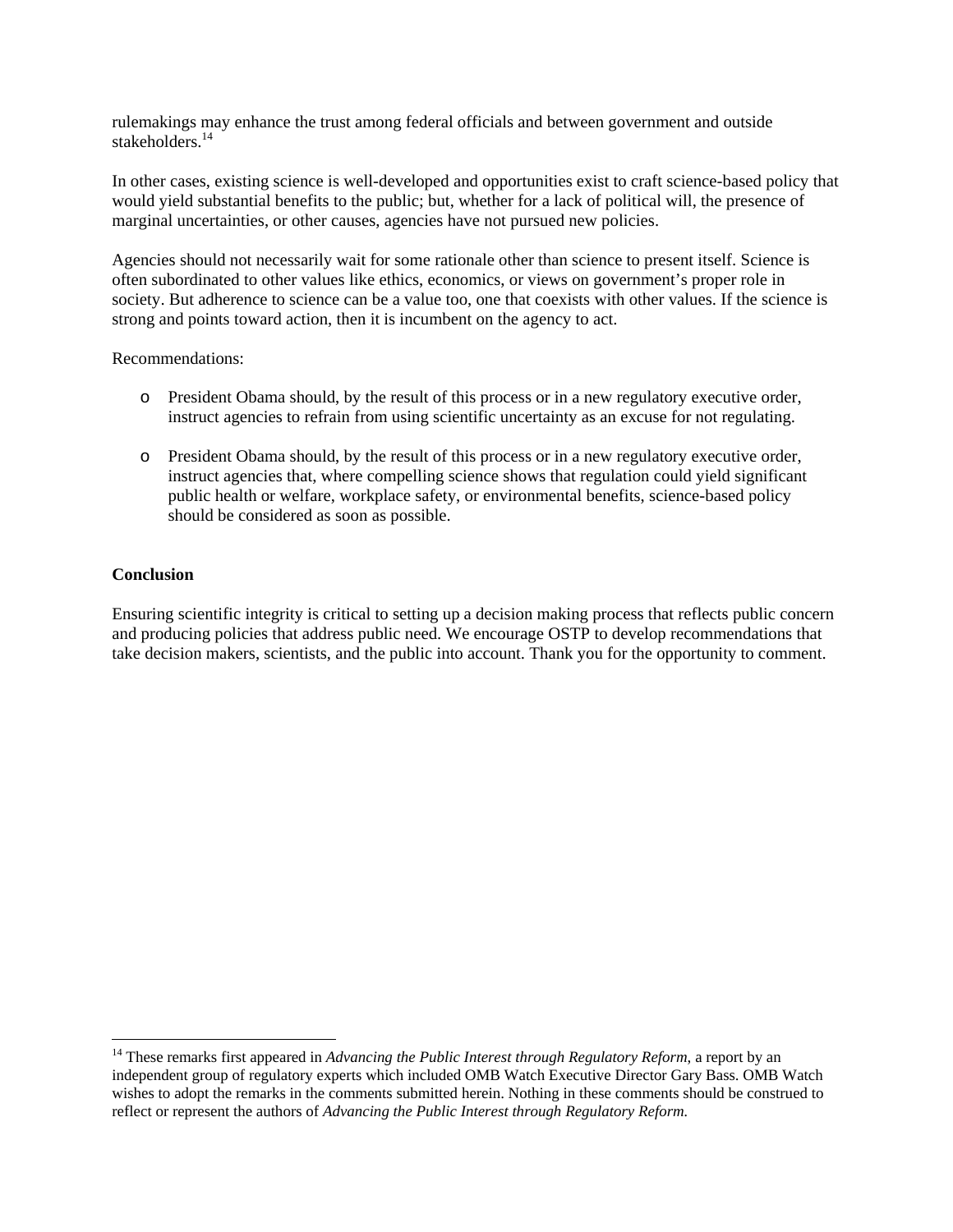rulemakings may enhance the trust among federal officials and between government and outside stakeholders.[14]

In other cases, existing science is well-developed and opportunities exist to craft science-based policy that would yield substantial benefits to the public; but, whether for a lack of political will, the presence of marginal uncertainties, or other causes, agencies have not pursued new policies.

Agencies should not necessarily wait for some rationale other than science to present itself. Science is often subordinated to other values like ethics, economics, or views on government's proper role in society. But adherence to science can be a value too, one that coexists with other values. If the science is strong and points toward action, then it is incumbent on the agency to act.

Recommendations:

- President Obama should, by the result of this process or in a new regulatory executive order, instruct agencies to refrain from using scientific uncertainty as an excuse for not regulating.
- President Obama should, by the result of this process or in a new regulatory executive order, instruct agencies that, where compelling science shows that regulation could yield significant public health or welfare, workplace safety, or environmental benefits, science-based policy should be considered as soon as possible.

**Conclusion**

Ensuring scientific integrity is critical to setting up a decision making process that reflects public concern and producing policies that address public need. We encourage OSTP to develop recommendations that take decision makers, scientists, and the public into account. Thank you for the opportunity to comment.

---

[14] These remarks first appeared in *Advancing the Public Interest through Regulatory Reform*, a report by an independent group of regulatory experts which included OMB Watch Executive Director Gary Bass. OMB Watch wishes to adopt the remarks in the comments submitted herein. Nothing in these comments should be construed to reflect or represent the authors of *Advancing the Public Interest through Regulatory Reform.*